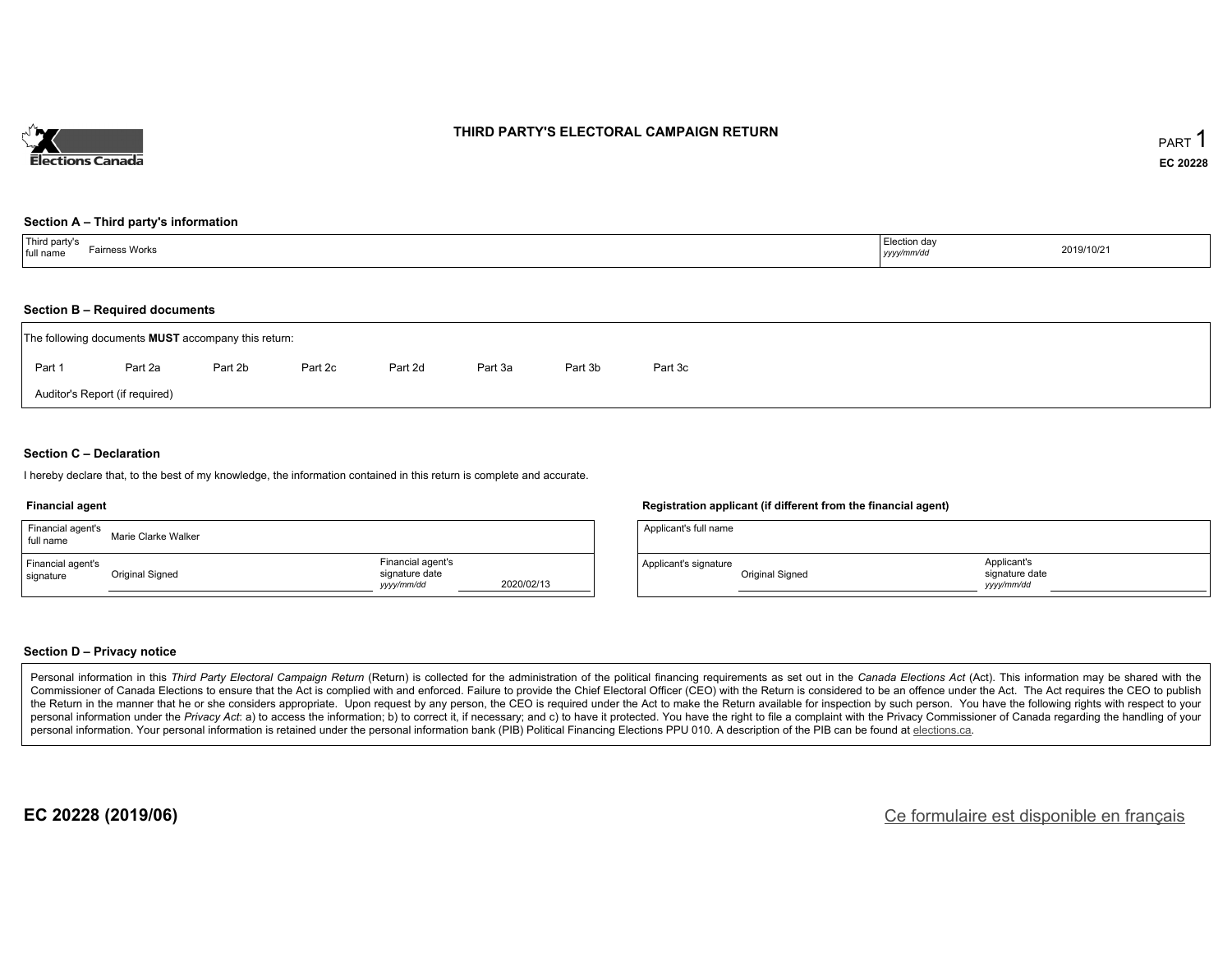# THIRD PARTY'S ELECTORAL CAMPAIGN RETURN

PART 1

EC 20228

### Section A – Third party's information

| Third party's full name | Fairness Works | Election day *yyyy/mm/dd* | 2019/10/21 |
|---|---|---|---|

### Section B – Required documents

The following documents **MUST** accompany this return:

Part 1 Part 2a Part 2b Part 2c Part 2d Part 3a Part 3b Part 3c

Auditor's Report (if required)

### Section C – Declaration

I hereby declare that, to the best of my knowledge, the information contained in this return is complete and accurate.

**Financial agent**

| Financial agent's full name | Marie Clarke Walker | | |
|---|---|---|---|
| Financial agent's signature | Original Signed | Financial agent's signature date *yyyy/mm/dd* | 2020/02/13 |

**Registration applicant (if different from the financial agent)**

| Applicant's full name | | | |
|---|---|---|---|
| Applicant's signature | Original Signed | Applicant's signature date *yyyy/mm/dd* | |

### Section D – Privacy notice

Personal information in this *Third Party Electoral Campaign Return* (Return) is collected for the administration of the political financing requirements as set out in the *Canada Elections Act* (Act). This information may be shared with the Commissioner of Canada Elections to ensure that the Act is complied with and enforced. Failure to provide the Chief Electoral Officer (CEO) with the Return is considered to be an offence under the Act. The Act requires the CEO to publish the Return in the manner that he or she considers appropriate. Upon request by any person, the CEO is required under the Act to make the Return available for inspection by such person. You have the following rights with respect to your personal information under the *Privacy Act*: a) to access the information; b) to correct it, if necessary; and c) to have it protected. You have the right to file a complaint with the Privacy Commissioner of Canada regarding the handling of your personal information. Your personal information is retained under the personal information bank (PIB) Political Financing Elections PPU 010. A description of the PIB can be found at elections.ca.

**EC 20228 (2019/06)**

Ce formulaire est disponible en français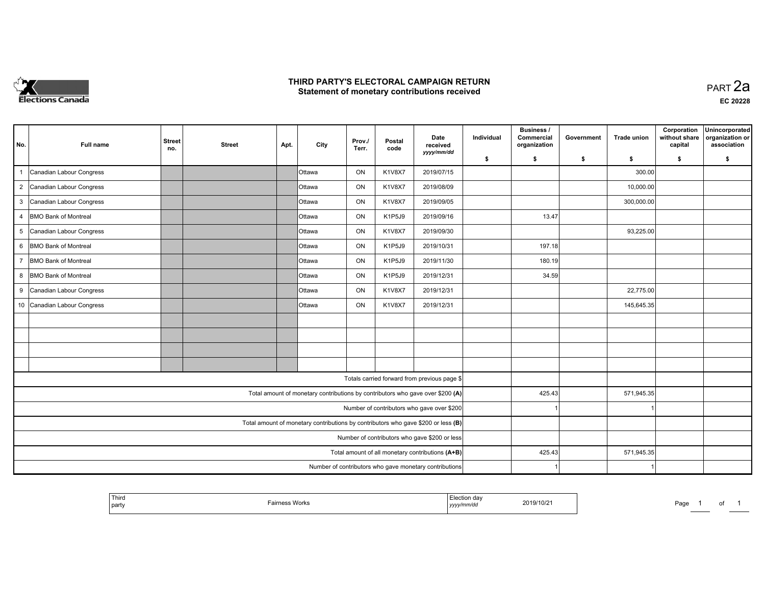# THIRD PARTY'S ELECTORAL CAMPAIGN RETURN
## Statement of monetary contributions received

PART 2a

EC 20228

| No. | Full name | Street no. | Street | Apt. | City | Prov./ Terr. | Postal code | Date received yyyy/mm/dd | Individual $ | Business / Commercial organization $ | Government $ | Trade union $ | Corporation without share capital $ | Unincorporated organization or association $ |
|---|---|---|---|---|---|---|---|---|---|---|---|---|---|---|
| 1 | Canadian Labour Congress | | | | Ottawa | ON | K1V8X7 | 2019/07/15 | | | | 300.00 | | |
| 2 | Canadian Labour Congress | | | | Ottawa | ON | K1V8X7 | 2019/08/09 | | | | 10,000.00 | | |
| 3 | Canadian Labour Congress | | | | Ottawa | ON | K1V8X7 | 2019/09/05 | | | | 300,000.00 | | |
| 4 | BMO Bank of Montreal | | | | Ottawa | ON | K1P5J9 | 2019/09/16 | | 13.47 | | | | |
| 5 | Canadian Labour Congress | | | | Ottawa | ON | K1V8X7 | 2019/09/30 | | | | 93,225.00 | | |
| 6 | BMO Bank of Montreal | | | | Ottawa | ON | K1P5J9 | 2019/10/31 | | 197.18 | | | | |
| 7 | BMO Bank of Montreal | | | | Ottawa | ON | K1P5J9 | 2019/11/30 | | 180.19 | | | | |
| 8 | BMO Bank of Montreal | | | | Ottawa | ON | K1P5J9 | 2019/12/31 | | 34.59 | | | | |
| 9 | Canadian Labour Congress | | | | Ottawa | ON | K1V8X7 | 2019/12/31 | | | | 22,775.00 | | |
| 10 | Canadian Labour Congress | | | | Ottawa | ON | K1V8X7 | 2019/12/31 | | | | 145,645.35 | | |
| | | | | | | | | | | | | | | |
| | | | | | | | | | | | | | | |
| | | | | | | | | | | | | | | |
| | | | | | | | | | | | | | | |
| | Totals carried forward from previous page $ | | | | | | | | | | | | | |
| | Total amount of monetary contributions by contributors who gave over $200 **(A)** | | | | | | | | | 425.43 | | 571,945.35 | | |
| | Number of contributors who gave over $200 | | | | | | | | | 1 | | 1 | | |
| | Total amount of monetary contributions by contributors who gave $200 or less **(B)** | | | | | | | | | | | | | |
| | Number of contributors who gave $200 or less | | | | | | | | | | | | | |
| | Total amount of all monetary contributions **(A+B)** | | | | | | | | | 425.43 | | 571,945.35 | | |
| | Number of contributors who gave monetary contributions | | | | | | | | | 1 | | 1 | | |

| Third party | Fairness Works | Election day yyyy/mm/dd | 2019/10/21 |
|---|---|---|---|

Page 1 of 1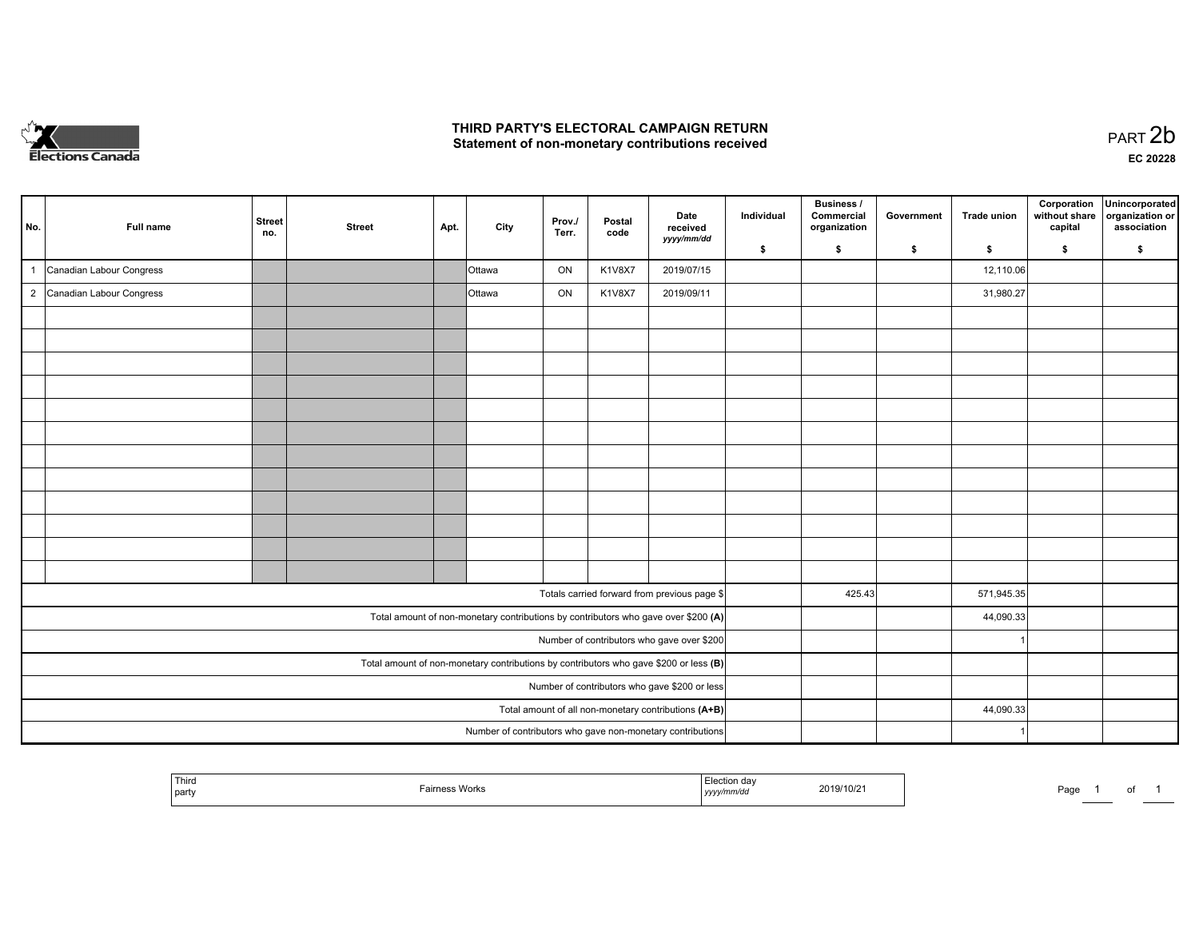# THIRD PARTY'S ELECTORAL CAMPAIGN RETURN
## Statement of non-monetary contributions received

PART 2b

EC 20228

| No. | Full name | Street no. | Street | Apt. | City | Prov./ Terr. | Postal code | Date received yyyy/mm/dd | Individual $ | Business / Commercial organization $ | Government $ | Trade union $ | Corporation without share capital $ | Unincorporated organization or association $ |
|---|---|---|---|---|---|---|---|---|---|---|---|---|---|---|
| 1 | Canadian Labour Congress | | | | Ottawa | ON | K1V8X7 | 2019/07/15 | | | | 12,110.06 | | |
| 2 | Canadian Labour Congress | | | | Ottawa | ON | K1V8X7 | 2019/09/11 | | | | 31,980.27 | | |
| | | | | | | | | | | | | | | |
| | | | | | | | | | | | | | | |
| | | | | | | | | | | | | | | |
| | | | | | | | | | | | | | | |
| | | | | | | | | | | | | | | |
| | | | | | | | | | | | | | | |
| | | | | | | | | | | | | | | |
| | | | | | | | | | | | | | | |
| | | | | | | | | | | | | | | |
| | | | | | | | | | | | | | | |
| | | | | | | | | | | | | | | |
| | | | | | | | | | | | | | | |
| Totals carried forward from previous page $ | | | | | | | | | | 425.43 | | 571,945.35 | | |
| Total amount of non-monetary contributions by contributors who gave over $200 **(A)** | | | | | | | | | | | | 44,090.33 | | |
| Number of contributors who gave over $200 | | | | | | | | | | | | 1 | | |
| Total amount of non-monetary contributions by contributors who gave $200 or less **(B)** | | | | | | | | | | | | | | |
| Number of contributors who gave $200 or less | | | | | | | | | | | | | | |
| Total amount of all non-monetary contributions **(A+B)** | | | | | | | | | | | | 44,090.33 | | |
| Number of contributors who gave non-monetary contributions | | | | | | | | | | | | 1 | | |

| Third party | Fairness Works | Election day yyyy/mm/dd | 2019/10/21 |
|---|---|---|---|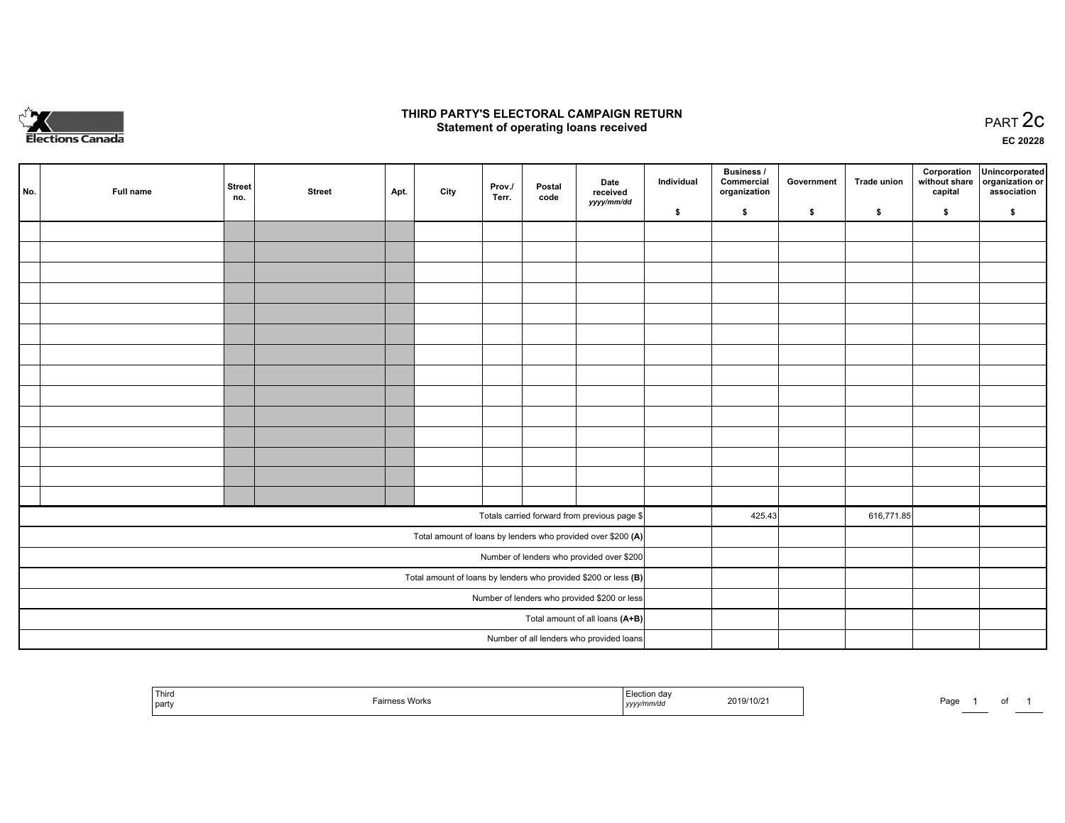Elections Canada

# THIRD PARTY'S ELECTORAL CAMPAIGN RETURN
## Statement of operating loans received

PART 2c

EC 20228

| No. | Full name | Street no. | Street | Apt. | City | Prov./ Terr. | Postal code | Date received yyyy/mm/dd | Individual $ | Business / Commercial organization $ | Government $ | Trade union $ | Corporation without share capital $ | Unincorporated organization or association $ |
|---|---|---|---|---|---|---|---|---|---|---|---|---|---|---|
| | | | | | | | | | | | | | | |
| | | | | | | | | | | | | | | |
| | | | | | | | | | | | | | | |
| | | | | | | | | | | | | | | |
| | | | | | | | | | | | | | | |
| | | | | | | | | | | | | | | |
| | | | | | | | | | | | | | | |
| | | | | | | | | | | | | | | |
| | | | | | | | | | | | | | | |
| | | | | | | | | | | | | | | |
| | | | | | | | | | | | | | | |
| | | | | | | | | | | | | | | |
| | | | | | | | | | | | | | | |
| | | | | | | | | | | | | | | |
| Totals carried forward from previous page $ | | | | | | | | | | 425.43 | | 616,771.85 | | |
| Total amount of loans by lenders who provided over $200 **(A)** | | | | | | | | | | | | | | |
| Number of lenders who provided over $200 | | | | | | | | | | | | | | |
| Total amount of loans by lenders who provided $200 or less **(B)** | | | | | | | | | | | | | | |
| Number of lenders who provided $200 or less | | | | | | | | | | | | | | |
| Total amount of all loans **(A+B)** | | | | | | | | | | | | | | |
| Number of all lenders who provided loans | | | | | | | | | | | | | | |

| Third party | Fairness Works | Election day yyyy/mm/dd | 2019/10/21 |
|---|---|---|---|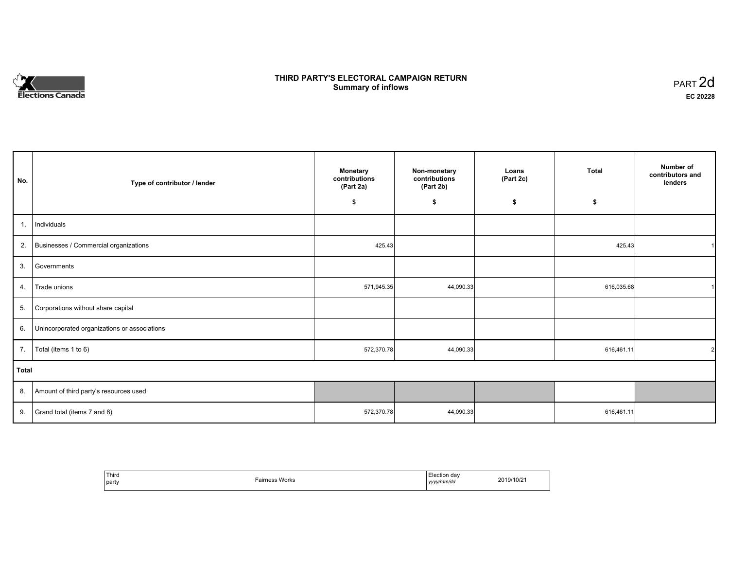Elections Canada

# THIRD PARTY'S ELECTORAL CAMPAIGN RETURN
## Summary of inflows

PART 2d
**EC 20228**

| No. | Type of contributor / lender | Monetary contributions (Part 2a) $ | Non-monetary contributions (Part 2b) $ | Loans (Part 2c) $ | Total $ | Number of contributors and lenders |
|---|---|---|---|---|---|---|
| 1. | Individuals | | | | | |
| 2. | Businesses / Commercial organizations | 425.43 | | | 425.43 | 1 |
| 3. | Governments | | | | | |
| 4. | Trade unions | 571,945.35 | 44,090.33 | | 616,035.68 | 1 |
| 5. | Corporations without share capital | | | | | |
| 6. | Unincorporated organizations or associations | | | | | |
| 7. | Total (items 1 to 6) | 572,370.78 | 44,090.33 | | 616,461.11 | 2 |
| **Total** | | | | | | |
| 8. | Amount of third party's resources used | | | | | |
| 9. | Grand total (items 7 and 8) | 572,370.78 | 44,090.33 | | 616,461.11 | |

| Third party | Fairness Works | Election day *yyyy/mm/dd* | 2019/10/21 |
|---|---|---|---|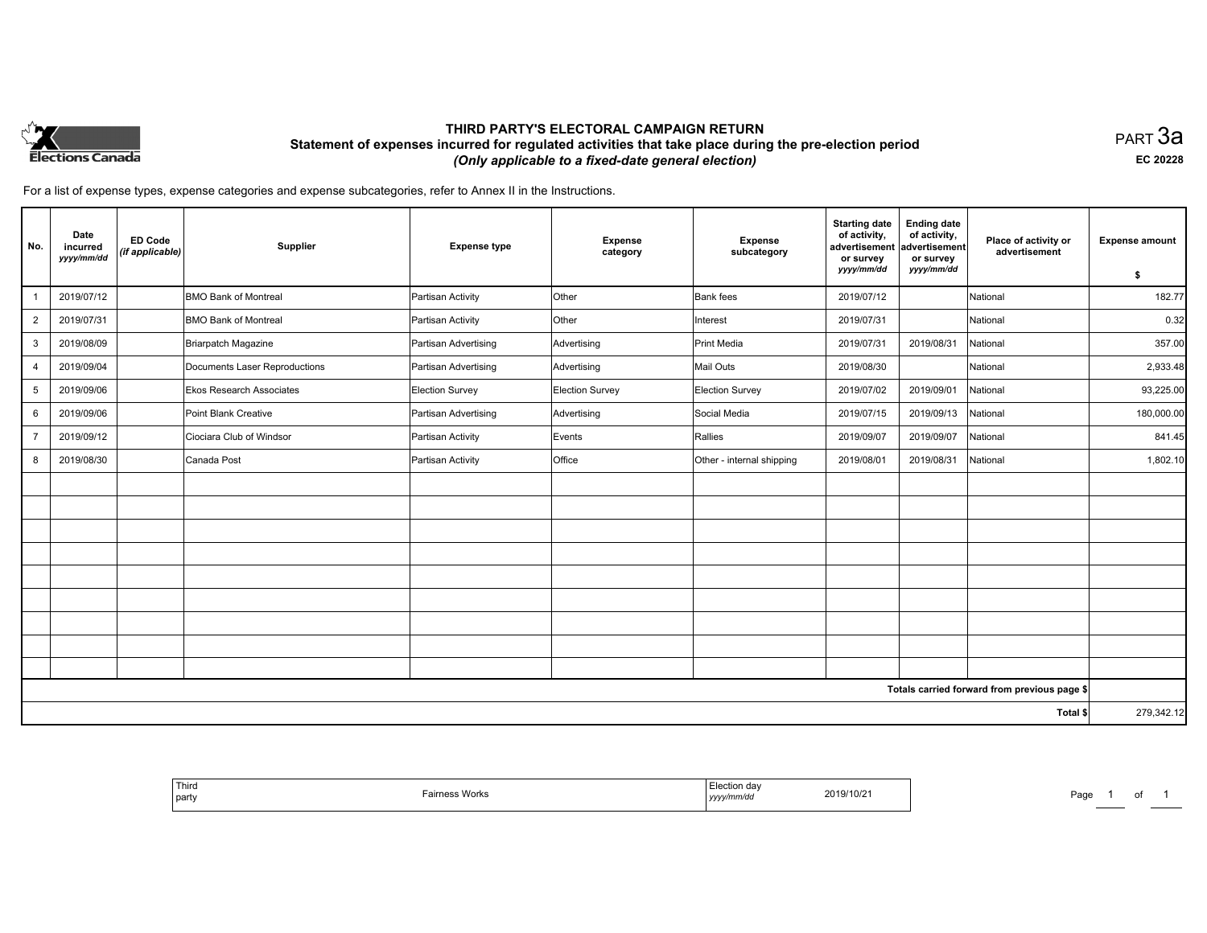Elections Canada

# THIRD PARTY'S ELECTORAL CAMPAIGN RETURN

## Statement of expenses incurred for regulated activities that take place during the pre-election period

***(Only applicable to a fixed-date general election)***

PART 3a

**EC 20228**

For a list of expense types, expense categories and expense subcategories, refer to Annex II in the Instructions.

| No. | Date incurred *yyyy/mm/dd* | ED Code *(if applicable)* | Supplier | Expense type | Expense category | Expense subcategory | Starting date of activity, advertisement or survey *yyyy/mm/dd* | Ending date of activity, advertisement or survey *yyyy/mm/dd* | Place of activity or advertisement | Expense amount $ |
|---|---|---|---|---|---|---|---|---|---|---|
| 1 | 2019/07/12 | | BMO Bank of Montreal | Partisan Activity | Other | Bank fees | 2019/07/12 | | National | 182.77 |
| 2 | 2019/07/31 | | BMO Bank of Montreal | Partisan Activity | Other | Interest | 2019/07/31 | | National | 0.32 |
| 3 | 2019/08/09 | | Briarpatch Magazine | Partisan Advertising | Advertising | Print Media | 2019/07/31 | 2019/08/31 | National | 357.00 |
| 4 | 2019/09/04 | | Documents Laser Reproductions | Partisan Advertising | Advertising | Mail Outs | 2019/08/30 | | National | 2,933.48 |
| 5 | 2019/09/06 | | Ekos Research Associates | Election Survey | Election Survey | Election Survey | 2019/07/02 | 2019/09/01 | National | 93,225.00 |
| 6 | 2019/09/06 | | Point Blank Creative | Partisan Advertising | Advertising | Social Media | 2019/07/15 | 2019/09/13 | National | 180,000.00 |
| 7 | 2019/09/12 | | Ciociara Club of Windsor | Partisan Activity | Events | Rallies | 2019/09/07 | 2019/09/07 | National | 841.45 |
| 8 | 2019/08/30 | | Canada Post | Partisan Activity | Office | Other - internal shipping | 2019/08/01 | 2019/08/31 | National | 1,802.10 |
| | | | | | | | | | | |
| | | | | | | | | | | |
| | | | | | | | | | | |
| | | | | | | | | | | |
| | | | | | | | | | | |
| | | | | | | | | | | |
| | | | | | | | | | | |
| | | | | | | | | | | |
| | | | | | | | | | | |
| | | | | | | | | | Totals carried forward from previous page $ | |
| | | | | | | | | | Total $ | 279,342.12 |

| Third party | Fairness Works | Election day *yyyy/mm/dd* | 2019/10/21 |
|---|---|---|---|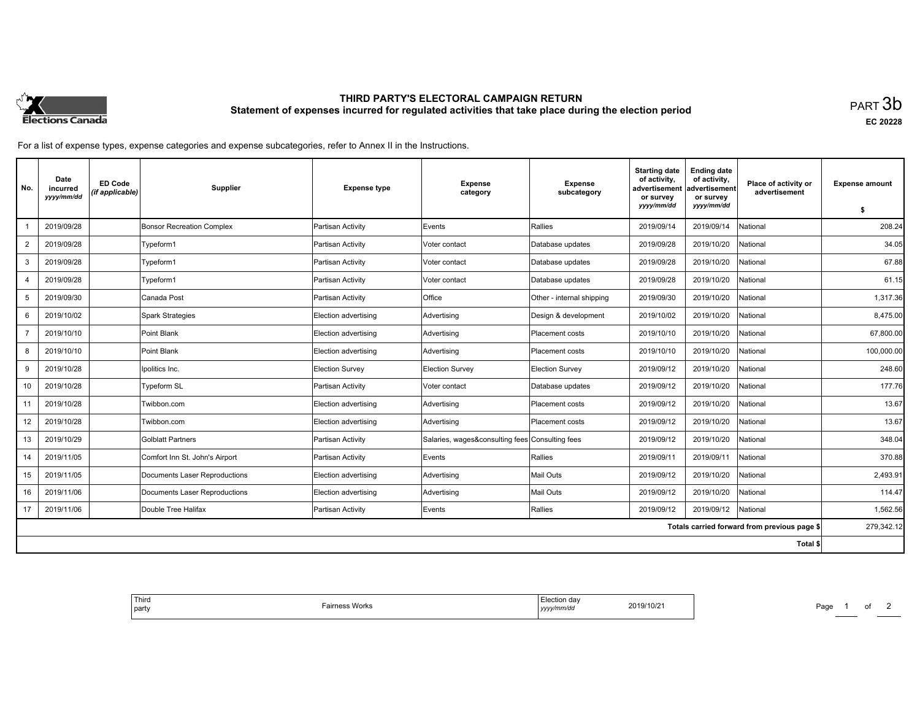# THIRD PARTY'S ELECTORAL CAMPAIGN RETURN
## Statement of expenses incurred for regulated activities that take place during the election period

PART 3b

EC 20228

For a list of expense types, expense categories and expense subcategories, refer to Annex II in the Instructions.

| No. | Date incurred *yyyy/mm/dd* | ED Code *(if applicable)* | Supplier | Expense type | Expense category | Expense subcategory | Starting date of activity, advertisement or survey *yyyy/mm/dd* | Ending date of activity, advertisement or survey *yyyy/mm/dd* | Place of activity or advertisement | Expense amount $ |
|---|---|---|---|---|---|---|---|---|---|---|
| 1 | 2019/09/28 | | Bonsor Recreation Complex | Partisan Activity | Events | Rallies | 2019/09/14 | 2019/09/14 | National | 208.24 |
| 2 | 2019/09/28 | | Typeform1 | Partisan Activity | Voter contact | Database updates | 2019/09/28 | 2019/10/20 | National | 34.05 |
| 3 | 2019/09/28 | | Typeform1 | Partisan Activity | Voter contact | Database updates | 2019/09/28 | 2019/10/20 | National | 67.88 |
| 4 | 2019/09/28 | | Typeform1 | Partisan Activity | Voter contact | Database updates | 2019/09/28 | 2019/10/20 | National | 61.15 |
| 5 | 2019/09/30 | | Canada Post | Partisan Activity | Office | Other - internal shipping | 2019/09/30 | 2019/10/20 | National | 1,317.36 |
| 6 | 2019/10/02 | | Spark Strategies | Election advertising | Advertising | Design & development | 2019/10/02 | 2019/10/20 | National | 8,475.00 |
| 7 | 2019/10/10 | | Point Blank | Election advertising | Advertising | Placement costs | 2019/10/10 | 2019/10/20 | National | 67,800.00 |
| 8 | 2019/10/10 | | Point Blank | Election advertising | Advertising | Placement costs | 2019/10/10 | 2019/10/20 | National | 100,000.00 |
| 9 | 2019/10/28 | | Ipolitics Inc. | Election Survey | Election Survey | Election Survey | 2019/09/12 | 2019/10/20 | National | 248.60 |
| 10 | 2019/10/28 | | Typeform SL | Partisan Activity | Voter contact | Database updates | 2019/09/12 | 2019/10/20 | National | 177.76 |
| 11 | 2019/10/28 | | Twibbon.com | Election advertising | Advertising | Placement costs | 2019/09/12 | 2019/10/20 | National | 13.67 |
| 12 | 2019/10/28 | | Twibbon.com | Election advertising | Advertising | Placement costs | 2019/09/12 | 2019/10/20 | National | 13.67 |
| 13 | 2019/10/29 | | Golblatt Partners | Partisan Activity | Salaries, wages&consulting fees | Consulting fees | 2019/09/12 | 2019/10/20 | National | 348.04 |
| 14 | 2019/11/05 | | Comfort Inn St. John's Airport | Partisan Activity | Events | Rallies | 2019/09/11 | 2019/09/11 | National | 370.88 |
| 15 | 2019/11/05 | | Documents Laser Reproductions | Election advertising | Advertising | Mail Outs | 2019/09/12 | 2019/10/20 | National | 2,493.91 |
| 16 | 2019/11/06 | | Documents Laser Reproductions | Election advertising | Advertising | Mail Outs | 2019/09/12 | 2019/10/20 | National | 114.47 |
| 17 | 2019/11/06 | | Double Tree Halifax | Partisan Activity | Events | Rallies | 2019/09/12 | 2019/09/12 | National | 1,562.56 |
| | | | | | | | | | Totals carried forward from previous page $ | 279,342.12 |
| | | | | | | | | | Total $ | |

Third party: Fairness Works

Election day *yyyy/mm/dd*: 2019/10/21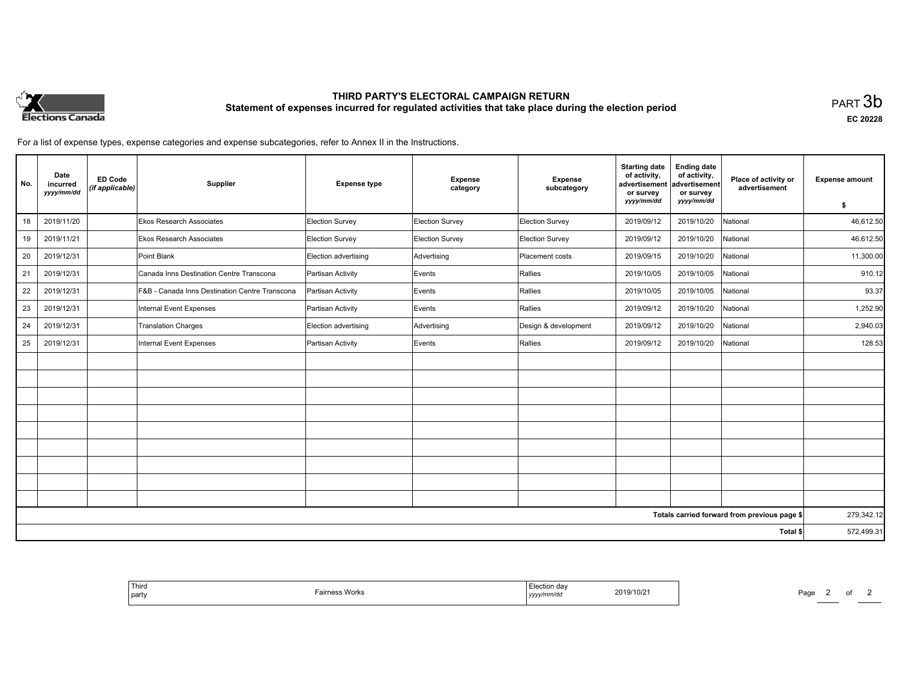# THIRD PARTY'S ELECTORAL CAMPAIGN RETURN

## Statement of expenses incurred for regulated activities that take place during the election period

PART 3b

EC 20228

For a list of expense types, expense categories and expense subcategories, refer to Annex II in the Instructions.

| No. | Date incurred *yyyy/mm/dd* | ED Code *(if applicable)* | Supplier | Expense type | Expense category | Expense subcategory | Starting date of activity, advertisement or survey *yyyy/mm/dd* | Ending date of activity, advertisement or survey *yyyy/mm/dd* | Place of activity or advertisement | Expense amount $ |
|---|---|---|---|---|---|---|---|---|---|---|
| 18 | 2019/11/20 | | Ekos Research Associates | Election Survey | Election Survey | Election Survey | 2019/09/12 | 2019/10/20 | National | 46,612.50 |
| 19 | 2019/11/21 | | Ekos Research Associates | Election Survey | Election Survey | Election Survey | 2019/09/12 | 2019/10/20 | National | 46,612.50 |
| 20 | 2019/12/31 | | Point Blank | Election advertising | Advertising | Placement costs | 2019/09/15 | 2019/10/20 | National | 11,300.00 |
| 21 | 2019/12/31 | | Canada Inns Destination Centre Transcona | Partisan Activity | Events | Rallies | 2019/10/05 | 2019/10/05 | National | 910.12 |
| 22 | 2019/12/31 | | F&B - Canada Inns Destination Centre Transcona | Partisan Activity | Events | Rallies | 2019/10/05 | 2019/10/05 | National | 93.37 |
| 23 | 2019/12/31 | | Internal Event Expenses | Partisan Activity | Events | Rallies | 2019/09/12 | 2019/10/20 | National | 1,252.90 |
| 24 | 2019/12/31 | | Translation Charges | Election advertising | Advertising | Design & development | 2019/09/12 | 2019/10/20 | National | 2,940.03 |
| 25 | 2019/12/31 | | Internal Event Expenses | Partisan Activity | Events | Rallies | 2019/09/12 | 2019/10/20 | National | 128.53 |
| | | | | | | | | | | |
| | | | | | | | | | | |
| | | | | | | | | | | |
| | | | | | | | | | | |
| | | | | | | | | | | |
| | | | | | | | | | | |
| | | | | | | | | | | |
| | | | | | | | | | | |
| | | | | | | | | | | |
| | | | | | | | | | **Totals carried forward from previous page $** | 279,342.12 |
| | | | | | | | | | **Total $** | 572,499.31 |

| Third party | Fairness Works | Election day *yyyy/mm/dd* | 2019/10/21 |
|---|---|---|---|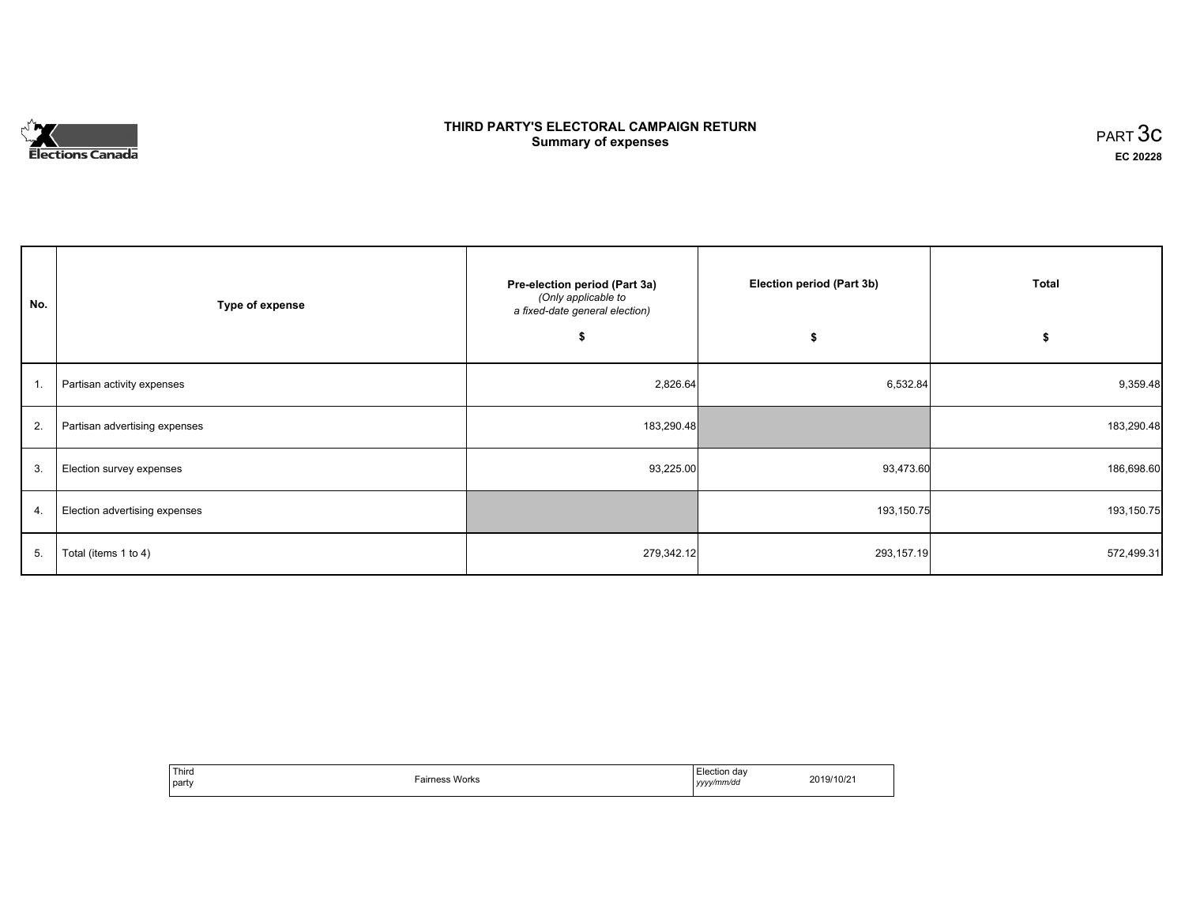Elections Canada

# THIRD PARTY'S ELECTORAL CAMPAIGN RETURN
## Summary of expenses

PART 3c
**EC 20228**

| No. | Type of expense | Pre-election period (Part 3a) *(Only applicable to a fixed-date general election)* $ | Election period (Part 3b) $ | Total $ |
|---|---|---|---|---|
| 1. | Partisan activity expenses | 2,826.64 | 6,532.84 | 9,359.48 |
| 2. | Partisan advertising expenses | 183,290.48 | | 183,290.48 |
| 3. | Election survey expenses | 93,225.00 | 93,473.60 | 186,698.60 |
| 4. | Election advertising expenses | | 193,150.75 | 193,150.75 |
| 5. | Total (items 1 to 4) | 279,342.12 | 293,157.19 | 572,499.31 |

| Third party | Fairness Works | Election day *yyyy/mm/dd* | 2019/10/21 |
|---|---|---|---|